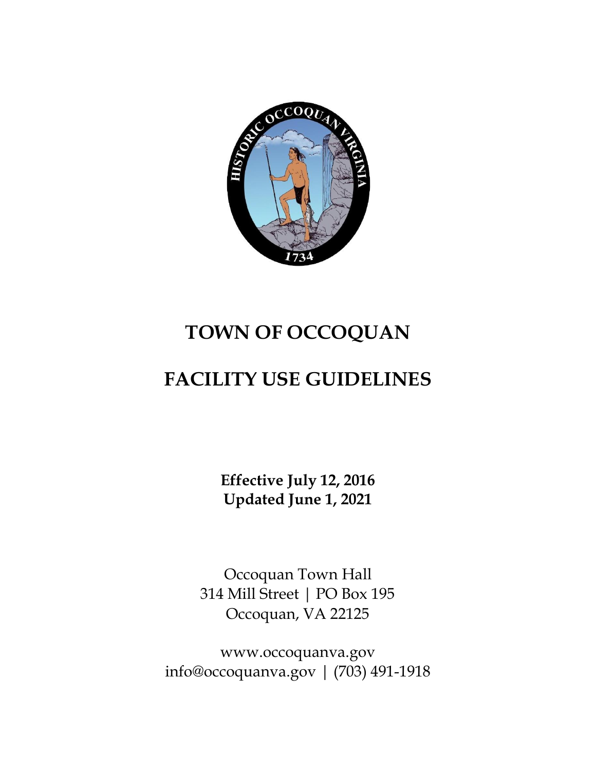# TOWN OF OCCOQUAN

# FACILITY USE GUIDELINES

**Effective July 12, 2016**
**Updated June 1, 2021**

Occoquan Town Hall
314 Mill Street | PO Box 195
Occoquan, VA 22125

www.occoquanva.gov
info@occoquanva.gov | (703) 491-1918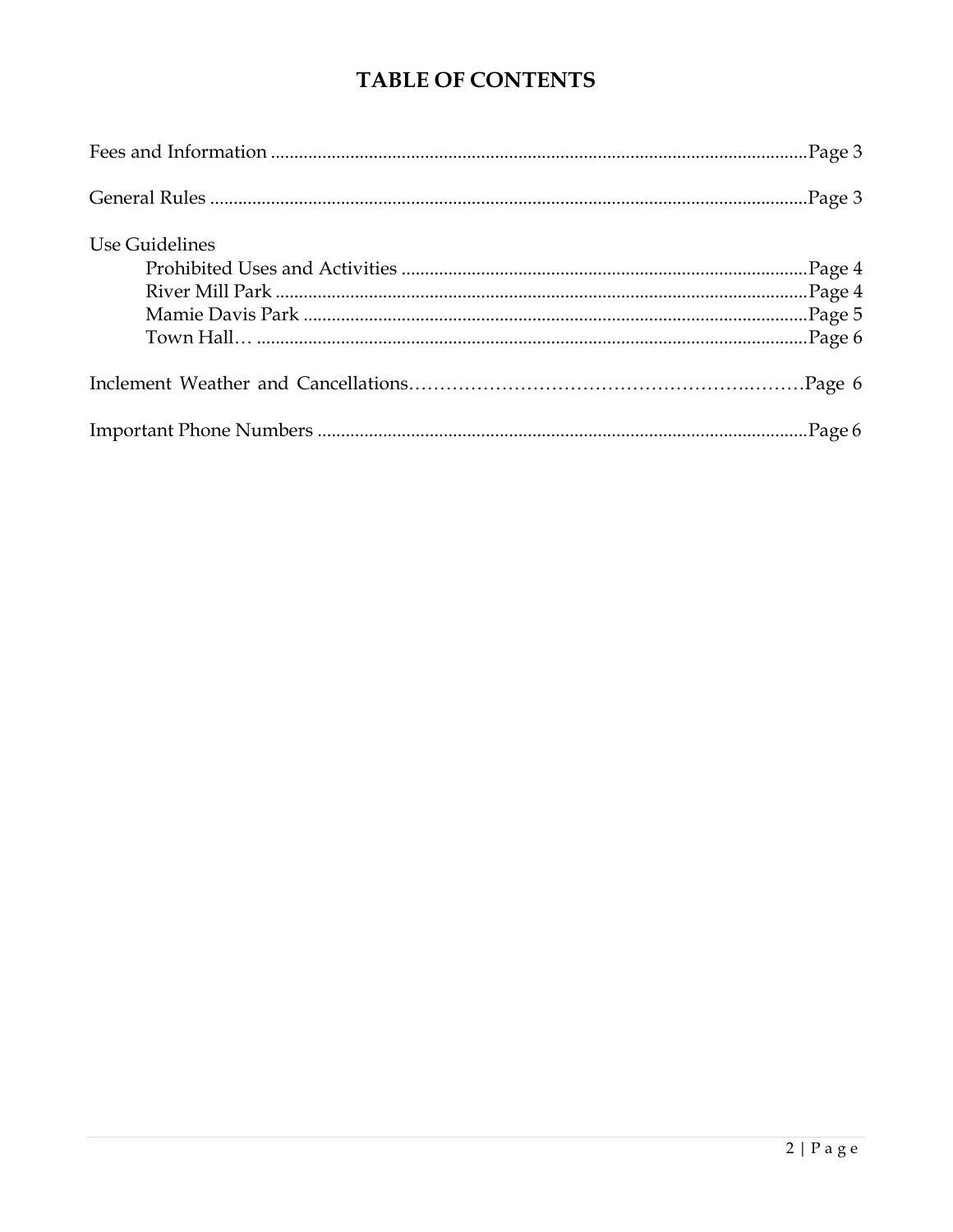# TABLE OF CONTENTS

Fees and Information ........................................................................................................Page 3

General Rules ....................................................................................................................Page 3

Use Guidelines

- Prohibited Uses and Activities ........................................................................Page 4
- River Mill Park ....................................................................................................Page 4
- Mamie Davis Park ..............................................................................................Page 5
- Town Hall… .......................................................................................................Page 6

Inclement Weather and Cancellations…………………………………………………………Page 6

Important Phone Numbers ..............................................................................................Page 6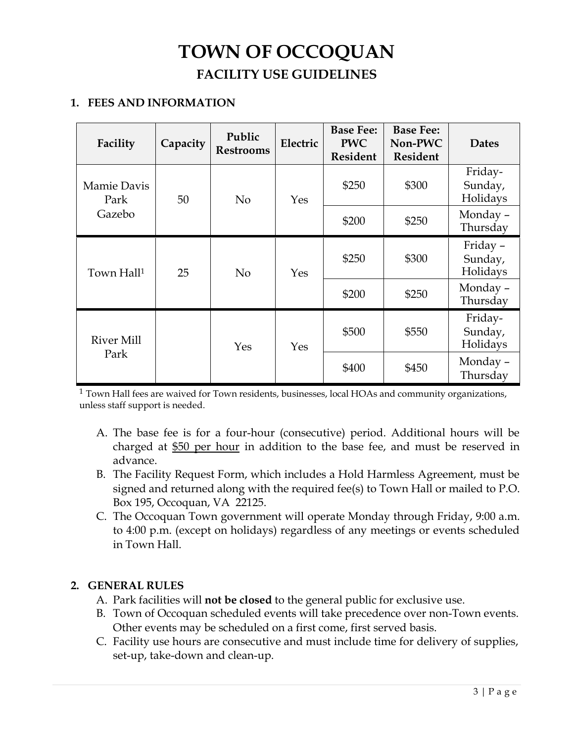# TOWN OF OCCOQUAN

## FACILITY USE GUIDELINES

### 1. FEES AND INFORMATION

| Facility | Capacity | Public Restrooms | Electric | Base Fee: PWC Resident | Base Fee: Non-PWC Resident | Dates |
|---|---|---|---|---|---|---|
| Mamie Davis Park Gazebo | 50 | No | Yes | $250 | $300 | Friday-Sunday, Holidays |
| | | | | $200 | $250 | Monday – Thursday |
| Town Hall[1] | 25 | No | Yes | $250 | $300 | Friday – Sunday, Holidays |
| | | | | $200 | $250 | Monday – Thursday |
| River Mill Park | | Yes | Yes | $500 | $550 | Friday-Sunday, Holidays |
| | | | | $400 | $450 | Monday – Thursday |

[1] Town Hall fees are waived for Town residents, businesses, local HOAs and community organizations, unless staff support is needed.

A. The base fee is for a four-hour (consecutive) period. Additional hours will be charged at $50 per hour in addition to the base fee, and must be reserved in advance.
B. The Facility Request Form, which includes a Hold Harmless Agreement, must be signed and returned along with the required fee(s) to Town Hall or mailed to P.O. Box 195, Occoquan, VA 22125.
C. The Occoquan Town government will operate Monday through Friday, 9:00 a.m. to 4:00 p.m. (except on holidays) regardless of any meetings or events scheduled in Town Hall.

### 2. GENERAL RULES

A. Park facilities will **not be closed** to the general public for exclusive use.
B. Town of Occoquan scheduled events will take precedence over non-Town events. Other events may be scheduled on a first come, first served basis.
C. Facility use hours are consecutive and must include time for delivery of supplies, set-up, take-down and clean-up.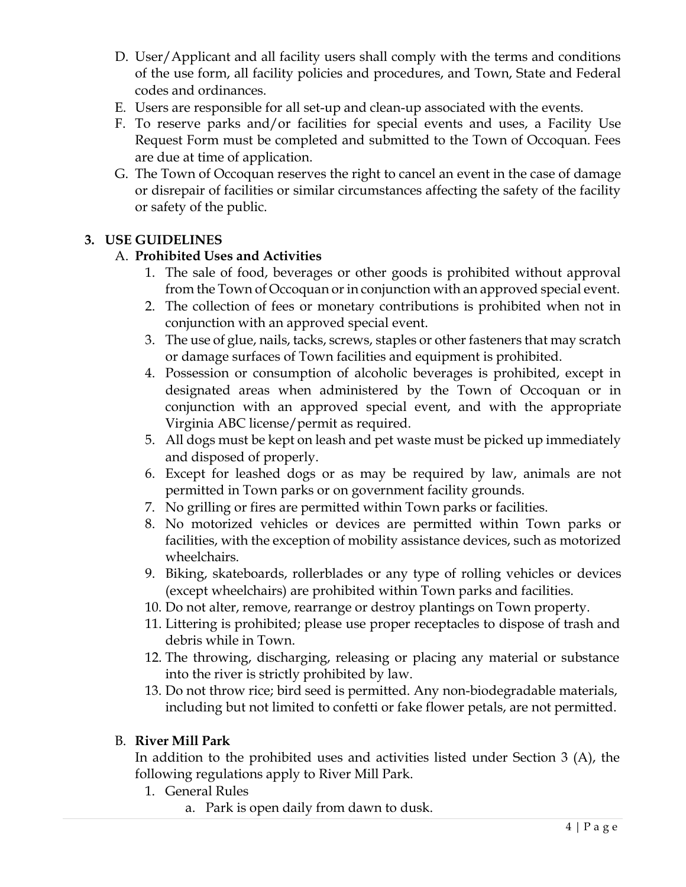D. User/Applicant and all facility users shall comply with the terms and conditions of the use form, all facility policies and procedures, and Town, State and Federal codes and ordinances.
E. Users are responsible for all set-up and clean-up associated with the events.
F. To reserve parks and/or facilities for special events and uses, a Facility Use Request Form must be completed and submitted to the Town of Occoquan. Fees are due at time of application.
G. The Town of Occoquan reserves the right to cancel an event in the case of damage or disrepair of facilities or similar circumstances affecting the safety of the facility or safety of the public.

## 3. USE GUIDELINES

### A. Prohibited Uses and Activities

1. The sale of food, beverages or other goods is prohibited without approval from the Town of Occoquan or in conjunction with an approved special event.
2. The collection of fees or monetary contributions is prohibited when not in conjunction with an approved special event.
3. The use of glue, nails, tacks, screws, staples or other fasteners that may scratch or damage surfaces of Town facilities and equipment is prohibited.
4. Possession or consumption of alcoholic beverages is prohibited, except in designated areas when administered by the Town of Occoquan or in conjunction with an approved special event, and with the appropriate Virginia ABC license/permit as required.
5. All dogs must be kept on leash and pet waste must be picked up immediately and disposed of properly.
6. Except for leashed dogs or as may be required by law, animals are not permitted in Town parks or on government facility grounds.
7. No grilling or fires are permitted within Town parks or facilities.
8. No motorized vehicles or devices are permitted within Town parks or facilities, with the exception of mobility assistance devices, such as motorized wheelchairs.
9. Biking, skateboards, rollerblades or any type of rolling vehicles or devices (except wheelchairs) are prohibited within Town parks and facilities.
10. Do not alter, remove, rearrange or destroy plantings on Town property.
11. Littering is prohibited; please use proper receptacles to dispose of trash and debris while in Town.
12. The throwing, discharging, releasing or placing any material or substance into the river is strictly prohibited by law.
13. Do not throw rice; bird seed is permitted. Any non-biodegradable materials, including but not limited to confetti or fake flower petals, are not permitted.

### B. River Mill Park

In addition to the prohibited uses and activities listed under Section 3 (A), the following regulations apply to River Mill Park.

1. General Rules
   a. Park is open daily from dawn to dusk.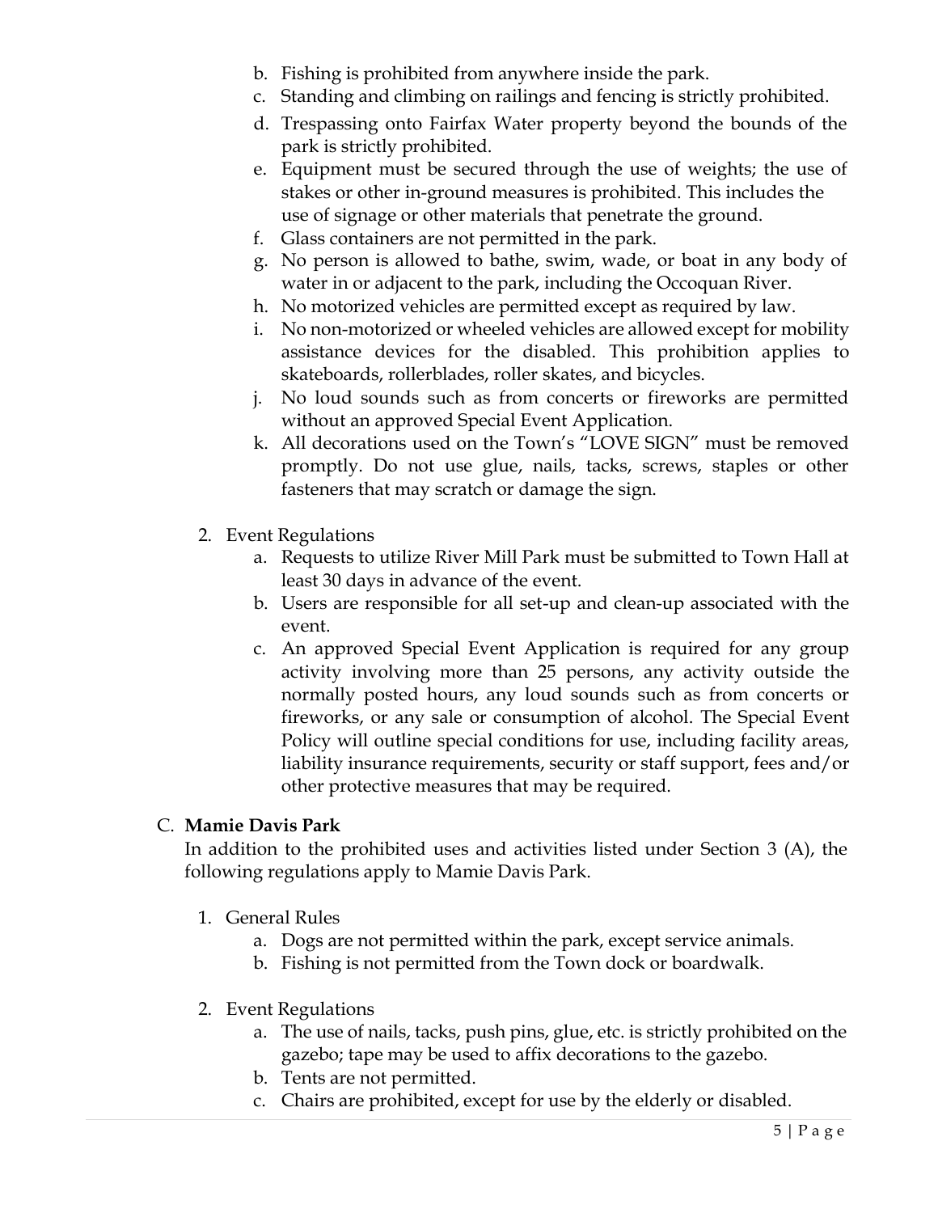b. Fishing is prohibited from anywhere inside the park.
c. Standing and climbing on railings and fencing is strictly prohibited.
d. Trespassing onto Fairfax Water property beyond the bounds of the park is strictly prohibited.
e. Equipment must be secured through the use of weights; the use of stakes or other in-ground measures is prohibited. This includes the use of signage or other materials that penetrate the ground.
f. Glass containers are not permitted in the park.
g. No person is allowed to bathe, swim, wade, or boat in any body of water in or adjacent to the park, including the Occoquan River.
h. No motorized vehicles are permitted except as required by law.
i. No non-motorized or wheeled vehicles are allowed except for mobility assistance devices for the disabled. This prohibition applies to skateboards, rollerblades, roller skates, and bicycles.
j. No loud sounds such as from concerts or fireworks are permitted without an approved Special Event Application.
k. All decorations used on the Town's "LOVE SIGN" must be removed promptly. Do not use glue, nails, tacks, screws, staples or other fasteners that may scratch or damage the sign.

2. Event Regulations
   a. Requests to utilize River Mill Park must be submitted to Town Hall at least 30 days in advance of the event.
   b. Users are responsible for all set-up and clean-up associated with the event.
   c. An approved Special Event Application is required for any group activity involving more than 25 persons, any activity outside the normally posted hours, any loud sounds such as from concerts or fireworks, or any sale or consumption of alcohol. The Special Event Policy will outline special conditions for use, including facility areas, liability insurance requirements, security or staff support, fees and/or other protective measures that may be required.

C. **Mamie Davis Park**

In addition to the prohibited uses and activities listed under Section 3 (A), the following regulations apply to Mamie Davis Park.

1. General Rules
   a. Dogs are not permitted within the park, except service animals.
   b. Fishing is not permitted from the Town dock or boardwalk.

2. Event Regulations
   a. The use of nails, tacks, push pins, glue, etc. is strictly prohibited on the gazebo; tape may be used to affix decorations to the gazebo.
   b. Tents are not permitted.
   c. Chairs are prohibited, except for use by the elderly or disabled.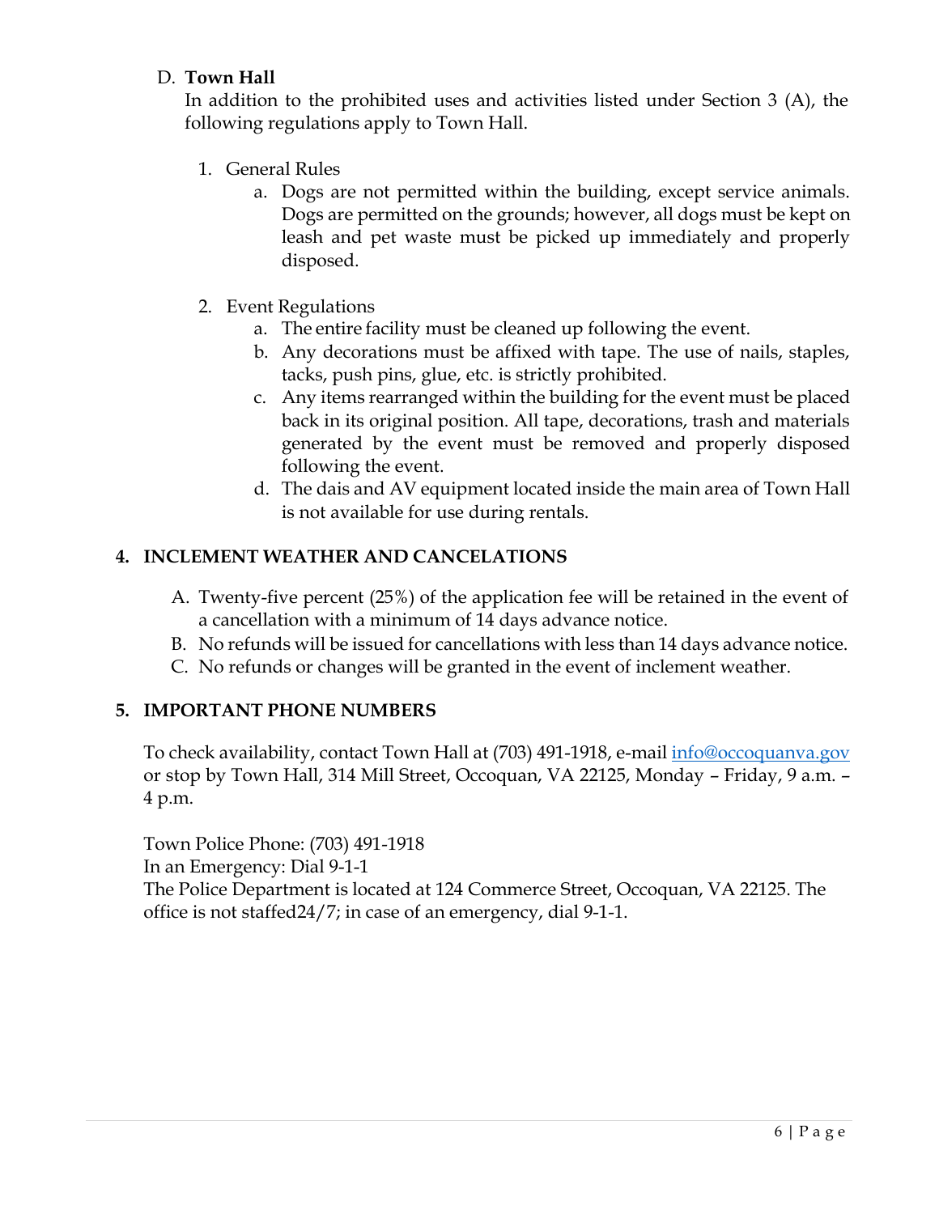D. **Town Hall**

In addition to the prohibited uses and activities listed under Section 3 (A), the following regulations apply to Town Hall.

1. General Rules
    a. Dogs are not permitted within the building, except service animals. Dogs are permitted on the grounds; however, all dogs must be kept on leash and pet waste must be picked up immediately and properly disposed.

2. Event Regulations
    a. The entire facility must be cleaned up following the event.
    b. Any decorations must be affixed with tape. The use of nails, staples, tacks, push pins, glue, etc. is strictly prohibited.
    c. Any items rearranged within the building for the event must be placed back in its original position. All tape, decorations, trash and materials generated by the event must be removed and properly disposed following the event.
    d. The dais and AV equipment located inside the main area of Town Hall is not available for use during rentals.

## 4. INCLEMENT WEATHER AND CANCELATIONS

A. Twenty-five percent (25%) of the application fee will be retained in the event of a cancellation with a minimum of 14 days advance notice.
B. No refunds will be issued for cancellations with less than 14 days advance notice.
C. No refunds or changes will be granted in the event of inclement weather.

## 5. IMPORTANT PHONE NUMBERS

To check availability, contact Town Hall at (703) 491-1918, e-mail info@occoquanva.gov or stop by Town Hall, 314 Mill Street, Occoquan, VA 22125, Monday – Friday, 9 a.m. – 4 p.m.

Town Police Phone: (703) 491-1918
In an Emergency: Dial 9-1-1
The Police Department is located at 124 Commerce Street, Occoquan, VA 22125. The office is not staffed24/7; in case of an emergency, dial 9-1-1.